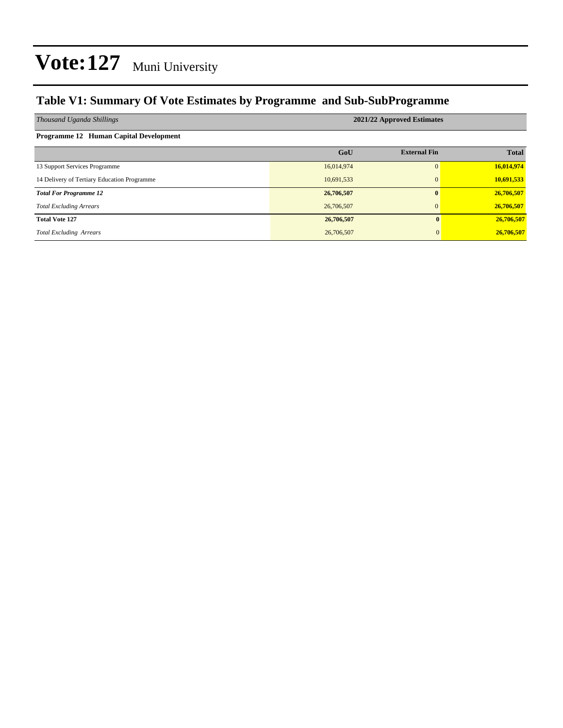# Vote:127 Muni University

## Table V1: Summary Of Vote Estimates by Programme and Sub-SubProgramme

| *Thousand Uganda Shillings* | **2021/22 Approved Estimates** | | |
|---|---|---|---|
| **Programme 12 Human Capital Development** | | | |
| | **GoU** | **External Fin** | **Total** |
| 13 Support Services Programme | 16,014,974 | 0 | **16,014,974** |
| 14 Delivery of Tertiary Education Programme | 10,691,533 | 0 | **10,691,533** |
| ***Total For Programme 12*** | **26,706,507** | **0** | **26,706,507** |
| *Total Excluding Arrears* | 26,706,507 | 0 | **26,706,507** |
| **Total Vote 127** | **26,706,507** | **0** | **26,706,507** |
| *Total Excluding Arrears* | 26,706,507 | 0 | **26,706,507** |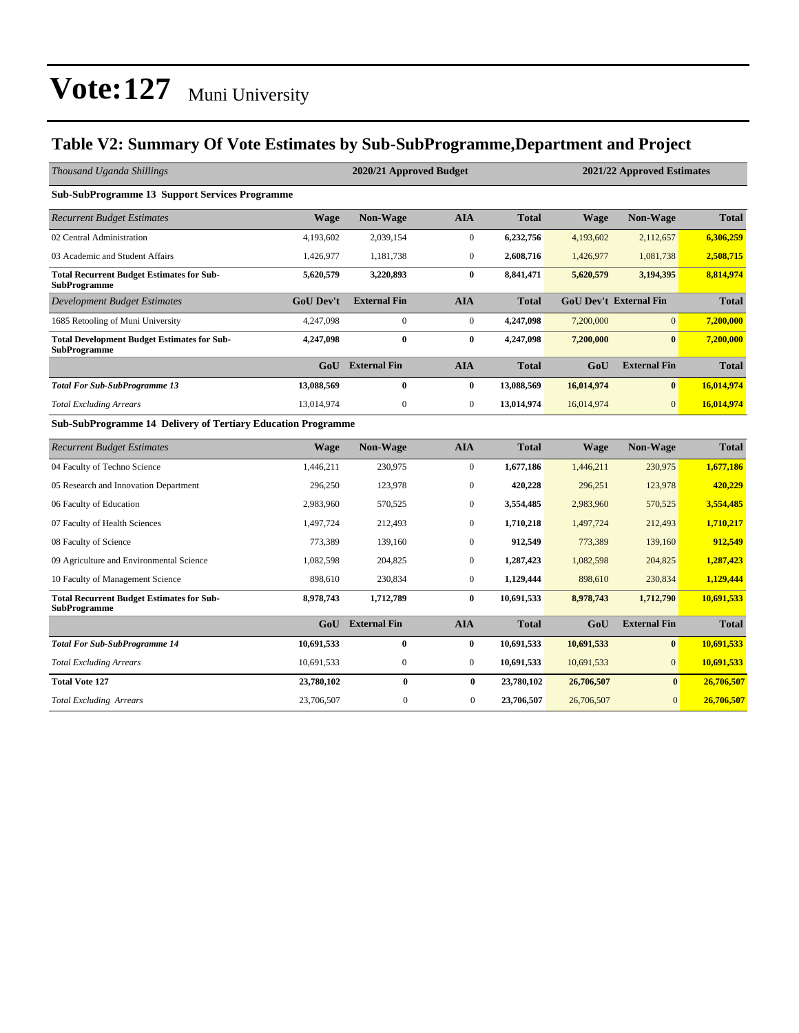# Vote:127 Muni University

## Table V2: Summary Of Vote Estimates by Sub-SubProgramme,Department and Project

| *Thousand Uganda Shillings* | 2020/21 Approved Budget | | | | 2021/22 Approved Estimates | | |
|---|---|---|---|---|---|---|---|
| **Sub-SubProgramme 13 Support Services Programme** | | | | | | | |
| *Recurrent Budget Estimates* | **Wage** | **Non-Wage** | **AIA** | **Total** | **Wage** | **Non-Wage** | **Total** |
| 02 Central Administration | 4,193,602 | 2,039,154 | 0 | **6,232,756** | 4,193,602 | 2,112,657 | **6,306,259** |
| 03 Academic and Student Affairs | 1,426,977 | 1,181,738 | 0 | **2,608,716** | 1,426,977 | 1,081,738 | **2,508,715** |
| **Total Recurrent Budget Estimates for Sub-SubProgramme** | **5,620,579** | **3,220,893** | **0** | **8,841,471** | **5,620,579** | **3,194,395** | **8,814,974** |
| *Development Budget Estimates* | **GoU Dev't** | **External Fin** | **AIA** | **Total** | **GoU Dev't** | **External Fin** | **Total** |
| 1685 Retooling of Muni University | 4,247,098 | 0 | 0 | **4,247,098** | 7,200,000 | 0 | **7,200,000** |
| **Total Development Budget Estimates for Sub-SubProgramme** | **4,247,098** | **0** | **0** | **4,247,098** | **7,200,000** | **0** | **7,200,000** |
| | **GoU** | **External Fin** | **AIA** | **Total** | **GoU** | **External Fin** | **Total** |
| ***Total For Sub-SubProgramme 13*** | **13,088,569** | **0** | **0** | **13,088,569** | **16,014,974** | **0** | **16,014,974** |
| *Total Excluding Arrears* | 13,014,974 | 0 | 0 | **13,014,974** | 16,014,974 | 0 | **16,014,974** |
| **Sub-SubProgramme 14 Delivery of Tertiary Education Programme** | | | | | | | |
| *Recurrent Budget Estimates* | **Wage** | **Non-Wage** | **AIA** | **Total** | **Wage** | **Non-Wage** | **Total** |
| 04 Faculty of Techno Science | 1,446,211 | 230,975 | 0 | **1,677,186** | 1,446,211 | 230,975 | **1,677,186** |
| 05 Research and Innovation Department | 296,250 | 123,978 | 0 | **420,228** | 296,251 | 123,978 | **420,229** |
| 06 Faculty of Education | 2,983,960 | 570,525 | 0 | **3,554,485** | 2,983,960 | 570,525 | **3,554,485** |
| 07 Faculty of Health Sciences | 1,497,724 | 212,493 | 0 | **1,710,218** | 1,497,724 | 212,493 | **1,710,217** |
| 08 Faculty of Science | 773,389 | 139,160 | 0 | **912,549** | 773,389 | 139,160 | **912,549** |
| 09 Agriculture and Environmental Science | 1,082,598 | 204,825 | 0 | **1,287,423** | 1,082,598 | 204,825 | **1,287,423** |
| 10 Faculty of Management Science | 898,610 | 230,834 | 0 | **1,129,444** | 898,610 | 230,834 | **1,129,444** |
| **Total Recurrent Budget Estimates for Sub-SubProgramme** | **8,978,743** | **1,712,789** | **0** | **10,691,533** | **8,978,743** | **1,712,790** | **10,691,533** |
| | **GoU** | **External Fin** | **AIA** | **Total** | **GoU** | **External Fin** | **Total** |
| ***Total For Sub-SubProgramme 14*** | **10,691,533** | **0** | **0** | **10,691,533** | **10,691,533** | **0** | **10,691,533** |
| *Total Excluding Arrears* | 10,691,533 | 0 | 0 | **10,691,533** | 10,691,533 | 0 | **10,691,533** |
| **Total Vote 127** | **23,780,102** | **0** | **0** | **23,780,102** | **26,706,507** | **0** | **26,706,507** |
| *Total Excluding Arrears* | 23,706,507 | 0 | 0 | **23,706,507** | 26,706,507 | 0 | **26,706,507** |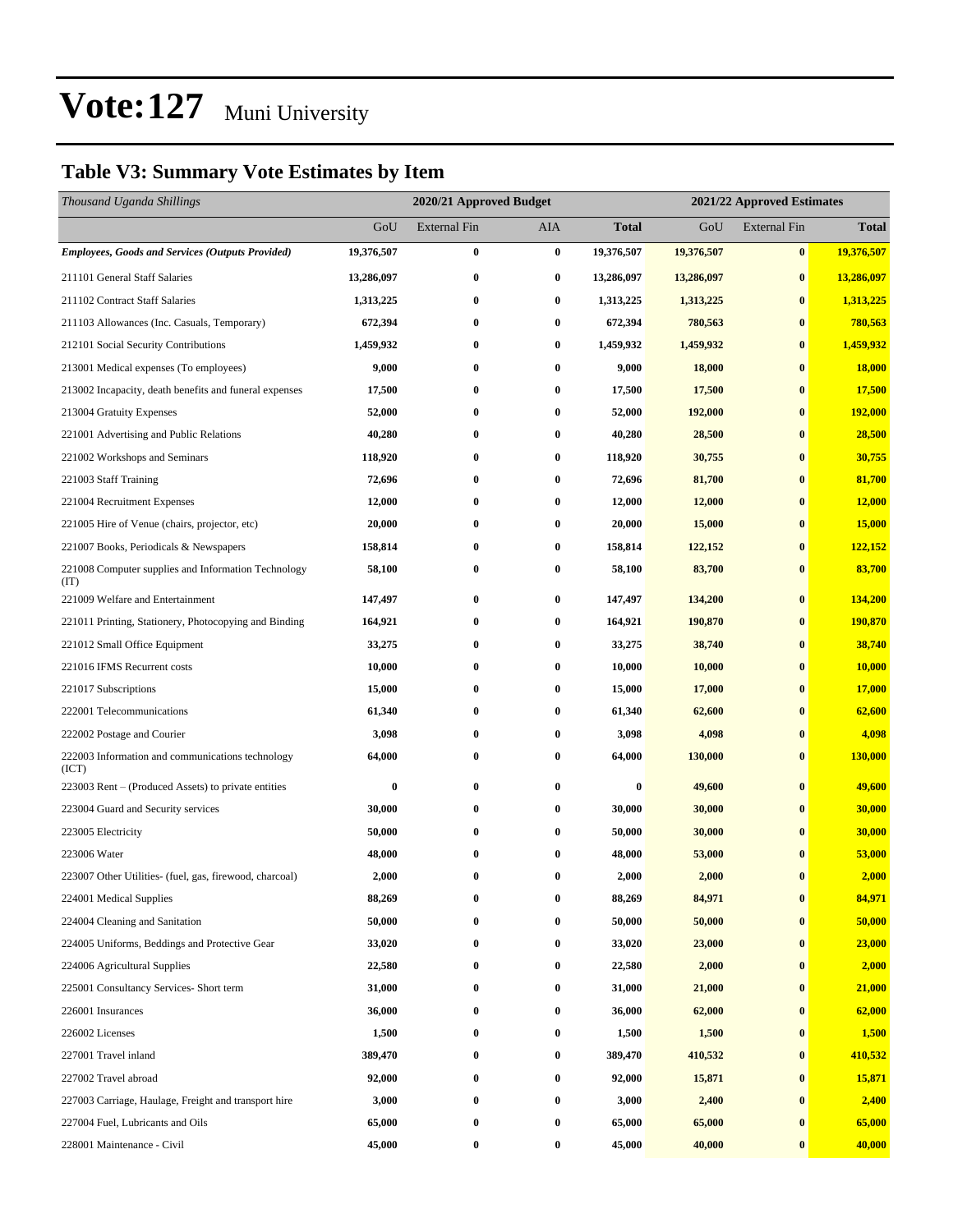# Vote:127 Muni University

## Table V3: Summary Vote Estimates by Item

| *Thousand Uganda Shillings* | 2020/21 Approved Budget | | | | 2021/22 Approved Estimates | | |
|---|---|---|---|---|---|---|---|
| | GoU | External Fin | AIA | Total | GoU | External Fin | Total |
| ***Employees, Goods and Services (Outputs Provided)*** | **19,376,507** | **0** | **0** | **19,376,507** | **19,376,507** | **0** | **19,376,507** |
| 211101 General Staff Salaries | **13,286,097** | **0** | **0** | **13,286,097** | **13,286,097** | **0** | **13,286,097** |
| 211102 Contract Staff Salaries | **1,313,225** | **0** | **0** | **1,313,225** | **1,313,225** | **0** | **1,313,225** |
| 211103 Allowances (Inc. Casuals, Temporary) | **672,394** | **0** | **0** | **672,394** | **780,563** | **0** | **780,563** |
| 212101 Social Security Contributions | **1,459,932** | **0** | **0** | **1,459,932** | **1,459,932** | **0** | **1,459,932** |
| 213001 Medical expenses (To employees) | **9,000** | **0** | **0** | **9,000** | **18,000** | **0** | **18,000** |
| 213002 Incapacity, death benefits and funeral expenses | **17,500** | **0** | **0** | **17,500** | **17,500** | **0** | **17,500** |
| 213004 Gratuity Expenses | **52,000** | **0** | **0** | **52,000** | **192,000** | **0** | **192,000** |
| 221001 Advertising and Public Relations | **40,280** | **0** | **0** | **40,280** | **28,500** | **0** | **28,500** |
| 221002 Workshops and Seminars | **118,920** | **0** | **0** | **118,920** | **30,755** | **0** | **30,755** |
| 221003 Staff Training | **72,696** | **0** | **0** | **72,696** | **81,700** | **0** | **81,700** |
| 221004 Recruitment Expenses | **12,000** | **0** | **0** | **12,000** | **12,000** | **0** | **12,000** |
| 221005 Hire of Venue (chairs, projector, etc) | **20,000** | **0** | **0** | **20,000** | **15,000** | **0** | **15,000** |
| 221007 Books, Periodicals & Newspapers | **158,814** | **0** | **0** | **158,814** | **122,152** | **0** | **122,152** |
| 221008 Computer supplies and Information Technology (IT) | **58,100** | **0** | **0** | **58,100** | **83,700** | **0** | **83,700** |
| 221009 Welfare and Entertainment | **147,497** | **0** | **0** | **147,497** | **134,200** | **0** | **134,200** |
| 221011 Printing, Stationery, Photocopying and Binding | **164,921** | **0** | **0** | **164,921** | **190,870** | **0** | **190,870** |
| 221012 Small Office Equipment | **33,275** | **0** | **0** | **33,275** | **38,740** | **0** | **38,740** |
| 221016 IFMS Recurrent costs | **10,000** | **0** | **0** | **10,000** | **10,000** | **0** | **10,000** |
| 221017 Subscriptions | **15,000** | **0** | **0** | **15,000** | **17,000** | **0** | **17,000** |
| 222001 Telecommunications | **61,340** | **0** | **0** | **61,340** | **62,600** | **0** | **62,600** |
| 222002 Postage and Courier | **3,098** | **0** | **0** | **3,098** | **4,098** | **0** | **4,098** |
| 222003 Information and communications technology (ICT) | **64,000** | **0** | **0** | **64,000** | **130,000** | **0** | **130,000** |
| 223003 Rent – (Produced Assets) to private entities | **0** | **0** | **0** | **0** | **49,600** | **0** | **49,600** |
| 223004 Guard and Security services | **30,000** | **0** | **0** | **30,000** | **30,000** | **0** | **30,000** |
| 223005 Electricity | **50,000** | **0** | **0** | **50,000** | **30,000** | **0** | **30,000** |
| 223006 Water | **48,000** | **0** | **0** | **48,000** | **53,000** | **0** | **53,000** |
| 223007 Other Utilities- (fuel, gas, firewood, charcoal) | **2,000** | **0** | **0** | **2,000** | **2,000** | **0** | **2,000** |
| 224001 Medical Supplies | **88,269** | **0** | **0** | **88,269** | **84,971** | **0** | **84,971** |
| 224004 Cleaning and Sanitation | **50,000** | **0** | **0** | **50,000** | **50,000** | **0** | **50,000** |
| 224005 Uniforms, Beddings and Protective Gear | **33,020** | **0** | **0** | **33,020** | **23,000** | **0** | **23,000** |
| 224006 Agricultural Supplies | **22,580** | **0** | **0** | **22,580** | **2,000** | **0** | **2,000** |
| 225001 Consultancy Services- Short term | **31,000** | **0** | **0** | **31,000** | **21,000** | **0** | **21,000** |
| 226001 Insurances | **36,000** | **0** | **0** | **36,000** | **62,000** | **0** | **62,000** |
| 226002 Licenses | **1,500** | **0** | **0** | **1,500** | **1,500** | **0** | **1,500** |
| 227001 Travel inland | **389,470** | **0** | **0** | **389,470** | **410,532** | **0** | **410,532** |
| 227002 Travel abroad | **92,000** | **0** | **0** | **92,000** | **15,871** | **0** | **15,871** |
| 227003 Carriage, Haulage, Freight and transport hire | **3,000** | **0** | **0** | **3,000** | **2,400** | **0** | **2,400** |
| 227004 Fuel, Lubricants and Oils | **65,000** | **0** | **0** | **65,000** | **65,000** | **0** | **65,000** |
| 228001 Maintenance - Civil | **45,000** | **0** | **0** | **45,000** | **40,000** | **0** | **40,000** |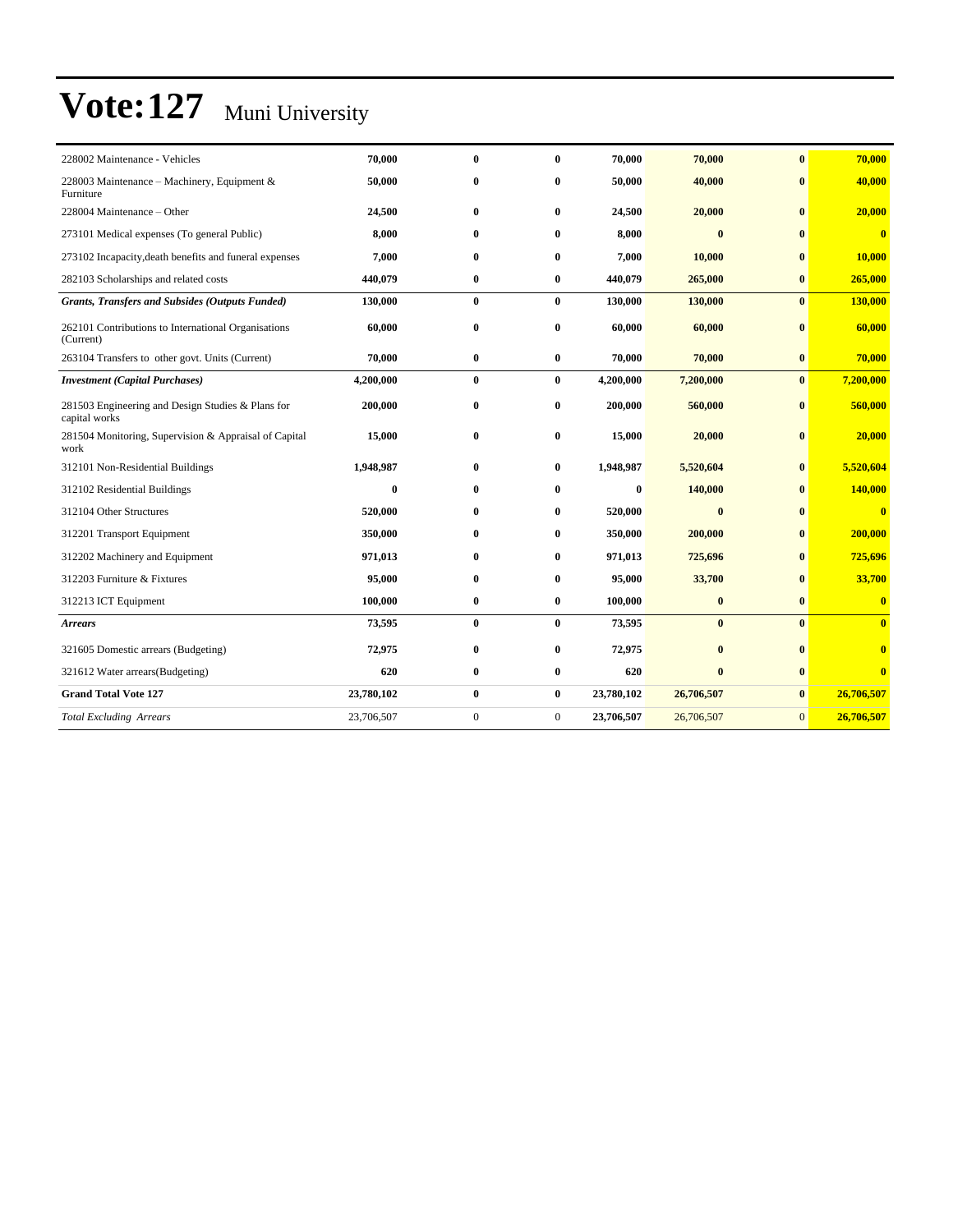# Vote:127 Muni University

| | | | | | | | |
|---|---|---|---|---|---|---|---|
| 228002 Maintenance - Vehicles | 70,000 | 0 | 0 | 70,000 | 70,000 | 0 | 70,000 |
| 228003 Maintenance – Machinery, Equipment & Furniture | 50,000 | 0 | 0 | 50,000 | 40,000 | 0 | 40,000 |
| 228004 Maintenance – Other | 24,500 | 0 | 0 | 24,500 | 20,000 | 0 | 20,000 |
| 273101 Medical expenses (To general Public) | 8,000 | 0 | 0 | 8,000 | 0 | 0 | 0 |
| 273102 Incapacity,death benefits and funeral expenses | 7,000 | 0 | 0 | 7,000 | 10,000 | 0 | 10,000 |
| 282103 Scholarships and related costs | 440,079 | 0 | 0 | 440,079 | 265,000 | 0 | 265,000 |
| ***Grants, Transfers and Subsides (Outputs Funded)*** | **130,000** | **0** | **0** | **130,000** | **130,000** | **0** | **130,000** |
| 262101 Contributions to International Organisations (Current) | 60,000 | 0 | 0 | 60,000 | 60,000 | 0 | 60,000 |
| 263104 Transfers to other govt. Units (Current) | 70,000 | 0 | 0 | 70,000 | 70,000 | 0 | 70,000 |
| ***Investment (Capital Purchases)*** | **4,200,000** | **0** | **0** | **4,200,000** | **7,200,000** | **0** | **7,200,000** |
| 281503 Engineering and Design Studies & Plans for capital works | 200,000 | 0 | 0 | 200,000 | 560,000 | 0 | 560,000 |
| 281504 Monitoring, Supervision & Appraisal of Capital work | 15,000 | 0 | 0 | 15,000 | 20,000 | 0 | 20,000 |
| 312101 Non-Residential Buildings | 1,948,987 | 0 | 0 | 1,948,987 | 5,520,604 | 0 | 5,520,604 |
| 312102 Residential Buildings | 0 | 0 | 0 | 0 | 140,000 | 0 | 140,000 |
| 312104 Other Structures | 520,000 | 0 | 0 | 520,000 | 0 | 0 | 0 |
| 312201 Transport Equipment | 350,000 | 0 | 0 | 350,000 | 200,000 | 0 | 200,000 |
| 312202 Machinery and Equipment | 971,013 | 0 | 0 | 971,013 | 725,696 | 0 | 725,696 |
| 312203 Furniture & Fixtures | 95,000 | 0 | 0 | 95,000 | 33,700 | 0 | 33,700 |
| 312213 ICT Equipment | 100,000 | 0 | 0 | 100,000 | 0 | 0 | 0 |
| ***Arrears*** | **73,595** | **0** | **0** | **73,595** | **0** | **0** | **0** |
| 321605 Domestic arrears (Budgeting) | 72,975 | 0 | 0 | 72,975 | 0 | 0 | 0 |
| 321612 Water arrears(Budgeting) | 620 | 0 | 0 | 620 | 0 | 0 | 0 |
| **Grand Total Vote 127** | **23,780,102** | **0** | **0** | **23,780,102** | **26,706,507** | **0** | **26,706,507** |
| *Total Excluding Arrears* | 23,706,507 | 0 | 0 | **23,706,507** | 26,706,507 | 0 | **26,706,507** |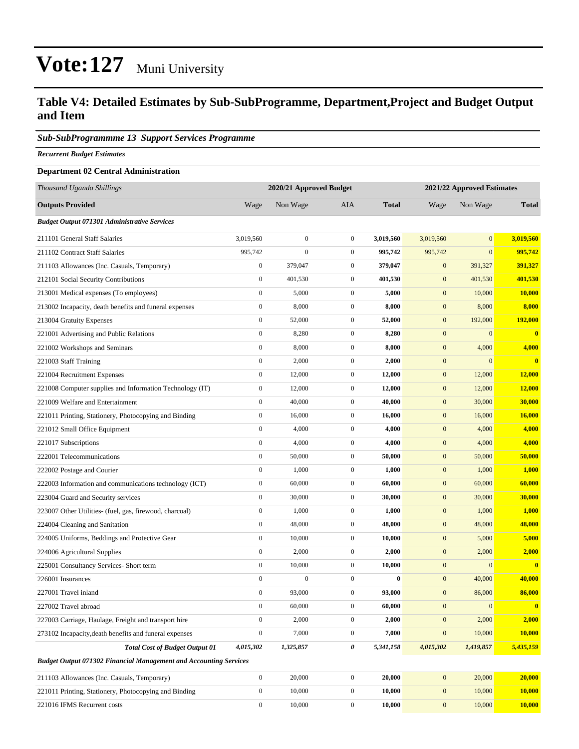# Vote:127 Muni University

## Table V4: Detailed Estimates by Sub-SubProgramme, Department,Project and Budget Output and Item

### *Sub-SubProgrammme 13 Support Services Programme*

***Recurrent Budget Estimates***

**Department 02 Central Administration**

| *Thousand Uganda Shillings* | 2020/21 Approved Budget | | | | 2021/22 Approved Estimates | | |
|---|---|---|---|---|---|---|---|
| **Outputs Provided** | Wage | Non Wage | AIA | **Total** | Wage | Non Wage | **Total** |
| ***Budget Output 071301 Administrative Services*** | | | | | | | |
| 211101 General Staff Salaries | 3,019,560 | 0 | 0 | **3,019,560** | 3,019,560 | 0 | **3,019,560** |
| 211102 Contract Staff Salaries | 995,742 | 0 | 0 | **995,742** | 995,742 | 0 | **995,742** |
| 211103 Allowances (Inc. Casuals, Temporary) | 0 | 379,047 | 0 | **379,047** | 0 | 391,327 | **391,327** |
| 212101 Social Security Contributions | 0 | 401,530 | 0 | **401,530** | 0 | 401,530 | **401,530** |
| 213001 Medical expenses (To employees) | 0 | 5,000 | 0 | **5,000** | 0 | 10,000 | **10,000** |
| 213002 Incapacity, death benefits and funeral expenses | 0 | 8,000 | 0 | **8,000** | 0 | 8,000 | **8,000** |
| 213004 Gratuity Expenses | 0 | 52,000 | 0 | **52,000** | 0 | 192,000 | **192,000** |
| 221001 Advertising and Public Relations | 0 | 8,280 | 0 | **8,280** | 0 | 0 | **0** |
| 221002 Workshops and Seminars | 0 | 8,000 | 0 | **8,000** | 0 | 4,000 | **4,000** |
| 221003 Staff Training | 0 | 2,000 | 0 | **2,000** | 0 | 0 | **0** |
| 221004 Recruitment Expenses | 0 | 12,000 | 0 | **12,000** | 0 | 12,000 | **12,000** |
| 221008 Computer supplies and Information Technology (IT) | 0 | 12,000 | 0 | **12,000** | 0 | 12,000 | **12,000** |
| 221009 Welfare and Entertainment | 0 | 40,000 | 0 | **40,000** | 0 | 30,000 | **30,000** |
| 221011 Printing, Stationery, Photocopying and Binding | 0 | 16,000 | 0 | **16,000** | 0 | 16,000 | **16,000** |
| 221012 Small Office Equipment | 0 | 4,000 | 0 | **4,000** | 0 | 4,000 | **4,000** |
| 221017 Subscriptions | 0 | 4,000 | 0 | **4,000** | 0 | 4,000 | **4,000** |
| 222001 Telecommunications | 0 | 50,000 | 0 | **50,000** | 0 | 50,000 | **50,000** |
| 222002 Postage and Courier | 0 | 1,000 | 0 | **1,000** | 0 | 1,000 | **1,000** |
| 222003 Information and communications technology (ICT) | 0 | 60,000 | 0 | **60,000** | 0 | 60,000 | **60,000** |
| 223004 Guard and Security services | 0 | 30,000 | 0 | **30,000** | 0 | 30,000 | **30,000** |
| 223007 Other Utilities- (fuel, gas, firewood, charcoal) | 0 | 1,000 | 0 | **1,000** | 0 | 1,000 | **1,000** |
| 224004 Cleaning and Sanitation | 0 | 48,000 | 0 | **48,000** | 0 | 48,000 | **48,000** |
| 224005 Uniforms, Beddings and Protective Gear | 0 | 10,000 | 0 | **10,000** | 0 | 5,000 | **5,000** |
| 224006 Agricultural Supplies | 0 | 2,000 | 0 | **2,000** | 0 | 2,000 | **2,000** |
| 225001 Consultancy Services- Short term | 0 | 10,000 | 0 | **10,000** | 0 | 0 | **0** |
| 226001 Insurances | 0 | 0 | 0 | **0** | 0 | 40,000 | **40,000** |
| 227001 Travel inland | 0 | 93,000 | 0 | **93,000** | 0 | 86,000 | **86,000** |
| 227002 Travel abroad | 0 | 60,000 | 0 | **60,000** | 0 | 0 | **0** |
| 227003 Carriage, Haulage, Freight and transport hire | 0 | 2,000 | 0 | **2,000** | 0 | 2,000 | **2,000** |
| 273102 Incapacity,death benefits and funeral expenses | 0 | 7,000 | 0 | **7,000** | 0 | 10,000 | **10,000** |
| ***Total Cost of Budget Output 01*** | ***4,015,302*** | ***1,325,857*** | ***0*** | ***5,341,158*** | ***4,015,302*** | ***1,419,857*** | ***5,435,159*** |
| ***Budget Output 071302 Financial Management and Accounting Services*** | | | | | | | |
| 211103 Allowances (Inc. Casuals, Temporary) | 0 | 20,000 | 0 | **20,000** | 0 | 20,000 | **20,000** |
| 221011 Printing, Stationery, Photocopying and Binding | 0 | 10,000 | 0 | **10,000** | 0 | 10,000 | **10,000** |
| 221016 IFMS Recurrent costs | 0 | 10,000 | 0 | **10,000** | 0 | 10,000 | **10,000** |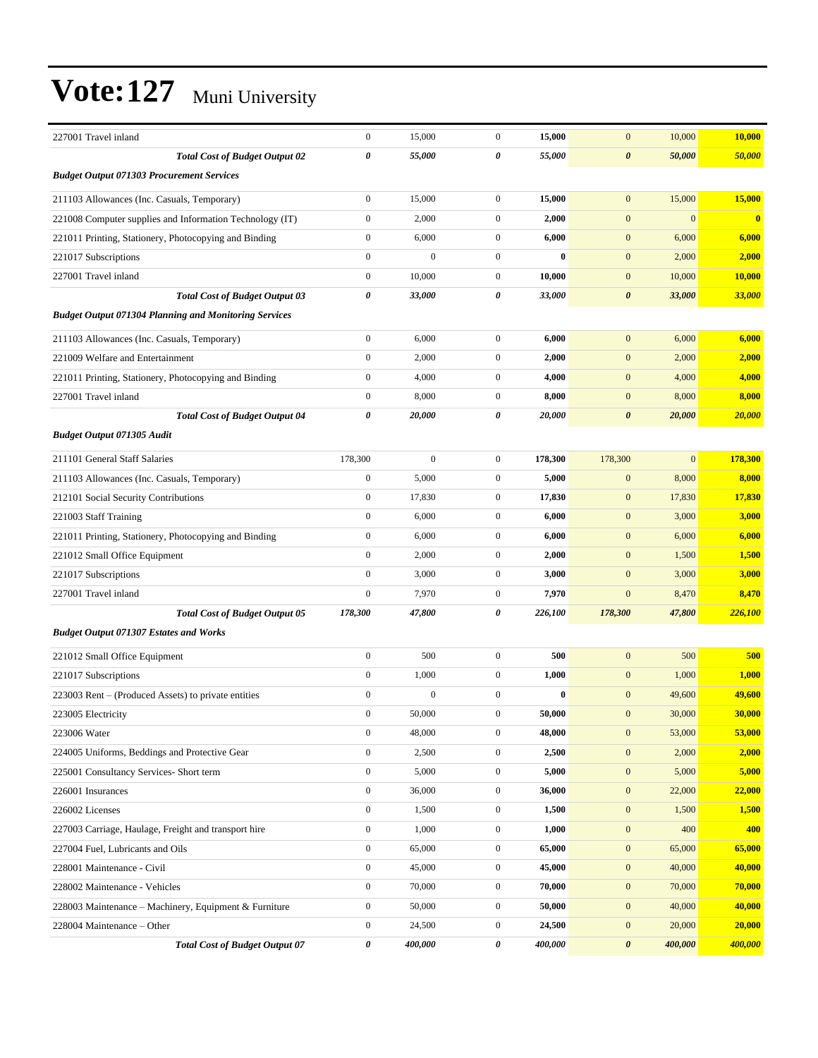# Vote:127 Muni University

| | | | | | | | |
|---|---|---|---|---|---|---|---|
| 227001 Travel inland | 0 | 15,000 | 0 | **15,000** | 0 | 10,000 | **10,000** |
| ***Total Cost of Budget Output 02*** | ***0*** | ***55,000*** | ***0*** | ***55,000*** | ***0*** | ***50,000*** | ***50,000*** |
| ***Budget Output 071303 Procurement Services*** | | | | | | | |
| 211103 Allowances (Inc. Casuals, Temporary) | 0 | 15,000 | 0 | **15,000** | 0 | 15,000 | **15,000** |
| 221008 Computer supplies and Information Technology (IT) | 0 | 2,000 | 0 | **2,000** | 0 | 0 | **0** |
| 221011 Printing, Stationery, Photocopying and Binding | 0 | 6,000 | 0 | **6,000** | 0 | 6,000 | **6,000** |
| 221017 Subscriptions | 0 | 0 | 0 | **0** | 0 | 2,000 | **2,000** |
| 227001 Travel inland | 0 | 10,000 | 0 | **10,000** | 0 | 10,000 | **10,000** |
| ***Total Cost of Budget Output 03*** | ***0*** | ***33,000*** | ***0*** | ***33,000*** | ***0*** | ***33,000*** | ***33,000*** |
| ***Budget Output 071304 Planning and Monitoring Services*** | | | | | | | |
| 211103 Allowances (Inc. Casuals, Temporary) | 0 | 6,000 | 0 | **6,000** | 0 | 6,000 | **6,000** |
| 221009 Welfare and Entertainment | 0 | 2,000 | 0 | **2,000** | 0 | 2,000 | **2,000** |
| 221011 Printing, Stationery, Photocopying and Binding | 0 | 4,000 | 0 | **4,000** | 0 | 4,000 | **4,000** |
| 227001 Travel inland | 0 | 8,000 | 0 | **8,000** | 0 | 8,000 | **8,000** |
| ***Total Cost of Budget Output 04*** | ***0*** | ***20,000*** | ***0*** | ***20,000*** | ***0*** | ***20,000*** | ***20,000*** |
| ***Budget Output 071305 Audit*** | | | | | | | |
| 211101 General Staff Salaries | 178,300 | 0 | 0 | **178,300** | 178,300 | 0 | **178,300** |
| 211103 Allowances (Inc. Casuals, Temporary) | 0 | 5,000 | 0 | **5,000** | 0 | 8,000 | **8,000** |
| 212101 Social Security Contributions | 0 | 17,830 | 0 | **17,830** | 0 | 17,830 | **17,830** |
| 221003 Staff Training | 0 | 6,000 | 0 | **6,000** | 0 | 3,000 | **3,000** |
| 221011 Printing, Stationery, Photocopying and Binding | 0 | 6,000 | 0 | **6,000** | 0 | 6,000 | **6,000** |
| 221012 Small Office Equipment | 0 | 2,000 | 0 | **2,000** | 0 | 1,500 | **1,500** |
| 221017 Subscriptions | 0 | 3,000 | 0 | **3,000** | 0 | 3,000 | **3,000** |
| 227001 Travel inland | 0 | 7,970 | 0 | **7,970** | 0 | 8,470 | **8,470** |
| ***Total Cost of Budget Output 05*** | ***178,300*** | ***47,800*** | ***0*** | ***226,100*** | ***178,300*** | ***47,800*** | ***226,100*** |
| ***Budget Output 071307 Estates and Works*** | | | | | | | |
| 221012 Small Office Equipment | 0 | 500 | 0 | **500** | 0 | 500 | **500** |
| 221017 Subscriptions | 0 | 1,000 | 0 | **1,000** | 0 | 1,000 | **1,000** |
| 223003 Rent – (Produced Assets) to private entities | 0 | 0 | 0 | **0** | 0 | 49,600 | **49,600** |
| 223005 Electricity | 0 | 50,000 | 0 | **50,000** | 0 | 30,000 | **30,000** |
| 223006 Water | 0 | 48,000 | 0 | **48,000** | 0 | 53,000 | **53,000** |
| 224005 Uniforms, Beddings and Protective Gear | 0 | 2,500 | 0 | **2,500** | 0 | 2,000 | **2,000** |
| 225001 Consultancy Services- Short term | 0 | 5,000 | 0 | **5,000** | 0 | 5,000 | **5,000** |
| 226001 Insurances | 0 | 36,000 | 0 | **36,000** | 0 | 22,000 | **22,000** |
| 226002 Licenses | 0 | 1,500 | 0 | **1,500** | 0 | 1,500 | **1,500** |
| 227003 Carriage, Haulage, Freight and transport hire | 0 | 1,000 | 0 | **1,000** | 0 | 400 | **400** |
| 227004 Fuel, Lubricants and Oils | 0 | 65,000 | 0 | **65,000** | 0 | 65,000 | **65,000** |
| 228001 Maintenance - Civil | 0 | 45,000 | 0 | **45,000** | 0 | 40,000 | **40,000** |
| 228002 Maintenance - Vehicles | 0 | 70,000 | 0 | **70,000** | 0 | 70,000 | **70,000** |
| 228003 Maintenance – Machinery, Equipment & Furniture | 0 | 50,000 | 0 | **50,000** | 0 | 40,000 | **40,000** |
| 228004 Maintenance – Other | 0 | 24,500 | 0 | **24,500** | 0 | 20,000 | **20,000** |
| ***Total Cost of Budget Output 07*** | ***0*** | ***400,000*** | ***0*** | ***400,000*** | ***0*** | ***400,000*** | ***400,000*** |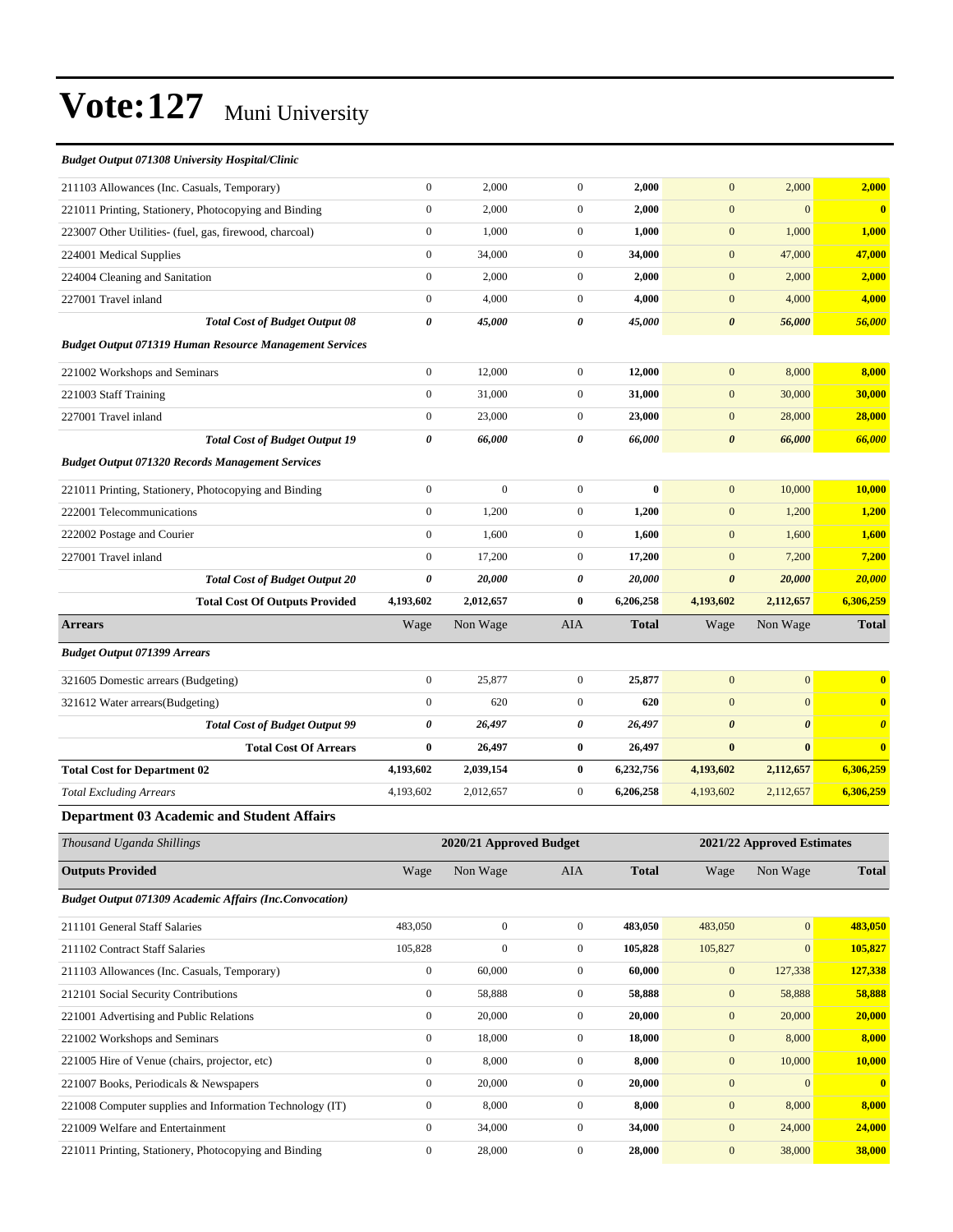# Vote:127 Muni University

| | | | | | | | |
|---|---|---|---|---|---|---|---|
| ***Budget Output 071308 University Hospital/Clinic*** | | | | | | | |
| 211103 Allowances (Inc. Casuals, Temporary) | 0 | 2,000 | 0 | **2,000** | 0 | 2,000 | **2,000** |
| 221011 Printing, Stationery, Photocopying and Binding | 0 | 2,000 | 0 | **2,000** | 0 | 0 | **0** |
| 223007 Other Utilities- (fuel, gas, firewood, charcoal) | 0 | 1,000 | 0 | **1,000** | 0 | 1,000 | **1,000** |
| 224001 Medical Supplies | 0 | 34,000 | 0 | **34,000** | 0 | 47,000 | **47,000** |
| 224004 Cleaning and Sanitation | 0 | 2,000 | 0 | **2,000** | 0 | 2,000 | **2,000** |
| 227001 Travel inland | 0 | 4,000 | 0 | **4,000** | 0 | 4,000 | **4,000** |
| ***Total Cost of Budget Output 08*** | ***0*** | ***45,000*** | ***0*** | ***45,000*** | ***0*** | ***56,000*** | ***56,000*** |
| ***Budget Output 071319 Human Resource Management Services*** | | | | | | | |
| 221002 Workshops and Seminars | 0 | 12,000 | 0 | **12,000** | 0 | 8,000 | **8,000** |
| 221003 Staff Training | 0 | 31,000 | 0 | **31,000** | 0 | 30,000 | **30,000** |
| 227001 Travel inland | 0 | 23,000 | 0 | **23,000** | 0 | 28,000 | **28,000** |
| ***Total Cost of Budget Output 19*** | ***0*** | ***66,000*** | ***0*** | ***66,000*** | ***0*** | ***66,000*** | ***66,000*** |
| ***Budget Output 071320 Records Management Services*** | | | | | | | |
| 221011 Printing, Stationery, Photocopying and Binding | 0 | 0 | 0 | **0** | 0 | 10,000 | **10,000** |
| 222001 Telecommunications | 0 | 1,200 | 0 | **1,200** | 0 | 1,200 | **1,200** |
| 222002 Postage and Courier | 0 | 1,600 | 0 | **1,600** | 0 | 1,600 | **1,600** |
| 227001 Travel inland | 0 | 17,200 | 0 | **17,200** | 0 | 7,200 | **7,200** |
| ***Total Cost of Budget Output 20*** | ***0*** | ***20,000*** | ***0*** | ***20,000*** | ***0*** | ***20,000*** | ***20,000*** |
| **Total Cost Of Outputs Provided** | **4,193,602** | **2,012,657** | **0** | **6,206,258** | **4,193,602** | **2,112,657** | **6,306,259** |
| **Arrears** | Wage | Non Wage | AIA | **Total** | Wage | Non Wage | **Total** |
| ***Budget Output 071399 Arrears*** | | | | | | | |
| 321605 Domestic arrears (Budgeting) | 0 | 25,877 | 0 | **25,877** | 0 | 0 | **0** |
| 321612 Water arrears(Budgeting) | 0 | 620 | 0 | **620** | 0 | 0 | **0** |
| ***Total Cost of Budget Output 99*** | ***0*** | ***26,497*** | ***0*** | ***26,497*** | ***0*** | ***0*** | ***0*** |
| **Total Cost Of Arrears** | **0** | **26,497** | **0** | **26,497** | **0** | **0** | **0** |
| **Total Cost for Department 02** | **4,193,602** | **2,039,154** | **0** | **6,232,756** | **4,193,602** | **2,112,657** | **6,306,259** |
| *Total Excluding Arrears* | 4,193,602 | 2,012,657 | 0 | **6,206,258** | 4,193,602 | 2,112,657 | **6,306,259** |

### Department 03 Academic and Student Affairs

| *Thousand Uganda Shillings* | 2020/21 Approved Budget | | | | 2021/22 Approved Estimates | | |
|---|---|---|---|---|---|---|---|
| **Outputs Provided** | Wage | Non Wage | AIA | **Total** | Wage | Non Wage | **Total** |
| ***Budget Output 071309 Academic Affairs (Inc.Convocation)*** | | | | | | | |
| 211101 General Staff Salaries | 483,050 | 0 | 0 | **483,050** | 483,050 | 0 | **483,050** |
| 211102 Contract Staff Salaries | 105,828 | 0 | 0 | **105,828** | 105,827 | 0 | **105,827** |
| 211103 Allowances (Inc. Casuals, Temporary) | 0 | 60,000 | 0 | **60,000** | 0 | 127,338 | **127,338** |
| 212101 Social Security Contributions | 0 | 58,888 | 0 | **58,888** | 0 | 58,888 | **58,888** |
| 221001 Advertising and Public Relations | 0 | 20,000 | 0 | **20,000** | 0 | 20,000 | **20,000** |
| 221002 Workshops and Seminars | 0 | 18,000 | 0 | **18,000** | 0 | 8,000 | **8,000** |
| 221005 Hire of Venue (chairs, projector, etc) | 0 | 8,000 | 0 | **8,000** | 0 | 10,000 | **10,000** |
| 221007 Books, Periodicals & Newspapers | 0 | 20,000 | 0 | **20,000** | 0 | 0 | **0** |
| 221008 Computer supplies and Information Technology (IT) | 0 | 8,000 | 0 | **8,000** | 0 | 8,000 | **8,000** |
| 221009 Welfare and Entertainment | 0 | 34,000 | 0 | **34,000** | 0 | 24,000 | **24,000** |
| 221011 Printing, Stationery, Photocopying and Binding | 0 | 28,000 | 0 | **28,000** | 0 | 38,000 | **38,000** |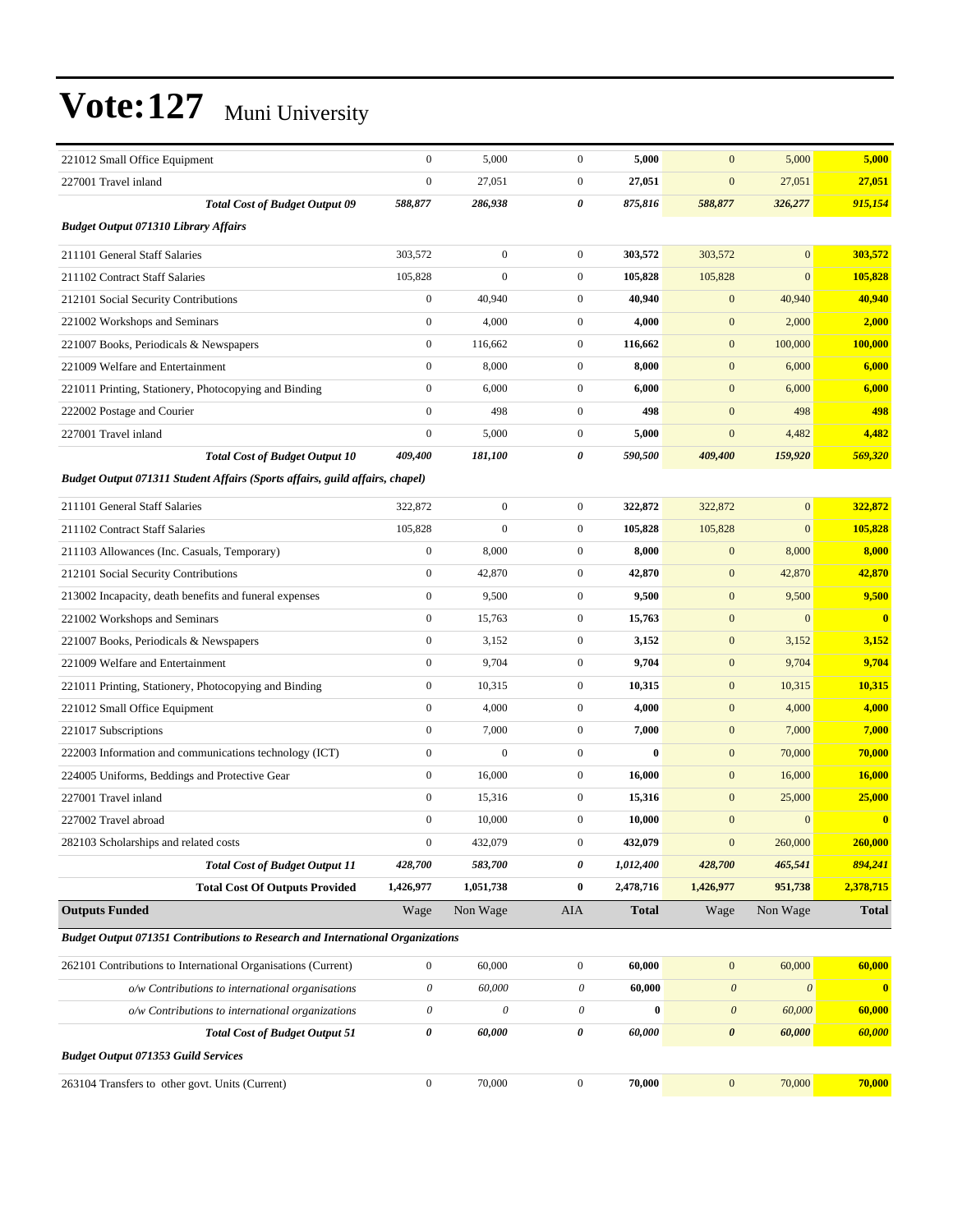# Vote:127 Muni University

| | | | | | | | |
|---|---|---|---|---|---|---|---|
| 221012 Small Office Equipment | 0 | 5,000 | 0 | **5,000** | 0 | 5,000 | **5,000** |
| 227001 Travel inland | 0 | 27,051 | 0 | **27,051** | 0 | 27,051 | **27,051** |
| ***Total Cost of Budget Output 09*** | ***588,877*** | ***286,938*** | ***0*** | ***875,816*** | ***588,877*** | ***326,277*** | ***915,154*** |
| ***Budget Output 071310 Library Affairs*** | | | | | | | |
| 211101 General Staff Salaries | 303,572 | 0 | 0 | **303,572** | 303,572 | 0 | **303,572** |
| 211102 Contract Staff Salaries | 105,828 | 0 | 0 | **105,828** | 105,828 | 0 | **105,828** |
| 212101 Social Security Contributions | 0 | 40,940 | 0 | **40,940** | 0 | 40,940 | **40,940** |
| 221002 Workshops and Seminars | 0 | 4,000 | 0 | **4,000** | 0 | 2,000 | **2,000** |
| 221007 Books, Periodicals & Newspapers | 0 | 116,662 | 0 | **116,662** | 0 | 100,000 | **100,000** |
| 221009 Welfare and Entertainment | 0 | 8,000 | 0 | **8,000** | 0 | 6,000 | **6,000** |
| 221011 Printing, Stationery, Photocopying and Binding | 0 | 6,000 | 0 | **6,000** | 0 | 6,000 | **6,000** |
| 222002 Postage and Courier | 0 | 498 | 0 | **498** | 0 | 498 | **498** |
| 227001 Travel inland | 0 | 5,000 | 0 | **5,000** | 0 | 4,482 | **4,482** |
| ***Total Cost of Budget Output 10*** | ***409,400*** | ***181,100*** | ***0*** | ***590,500*** | ***409,400*** | ***159,920*** | ***569,320*** |
| ***Budget Output 071311 Student Affairs (Sports affairs, guild affairs, chapel)*** | | | | | | | |
| 211101 General Staff Salaries | 322,872 | 0 | 0 | **322,872** | 322,872 | 0 | **322,872** |
| 211102 Contract Staff Salaries | 105,828 | 0 | 0 | **105,828** | 105,828 | 0 | **105,828** |
| 211103 Allowances (Inc. Casuals, Temporary) | 0 | 8,000 | 0 | **8,000** | 0 | 8,000 | **8,000** |
| 212101 Social Security Contributions | 0 | 42,870 | 0 | **42,870** | 0 | 42,870 | **42,870** |
| 213002 Incapacity, death benefits and funeral expenses | 0 | 9,500 | 0 | **9,500** | 0 | 9,500 | **9,500** |
| 221002 Workshops and Seminars | 0 | 15,763 | 0 | **15,763** | 0 | 0 | **0** |
| 221007 Books, Periodicals & Newspapers | 0 | 3,152 | 0 | **3,152** | 0 | 3,152 | **3,152** |
| 221009 Welfare and Entertainment | 0 | 9,704 | 0 | **9,704** | 0 | 9,704 | **9,704** |
| 221011 Printing, Stationery, Photocopying and Binding | 0 | 10,315 | 0 | **10,315** | 0 | 10,315 | **10,315** |
| 221012 Small Office Equipment | 0 | 4,000 | 0 | **4,000** | 0 | 4,000 | **4,000** |
| 221017 Subscriptions | 0 | 7,000 | 0 | **7,000** | 0 | 7,000 | **7,000** |
| 222003 Information and communications technology (ICT) | 0 | 0 | 0 | **0** | 0 | 70,000 | **70,000** |
| 224005 Uniforms, Beddings and Protective Gear | 0 | 16,000 | 0 | **16,000** | 0 | 16,000 | **16,000** |
| 227001 Travel inland | 0 | 15,316 | 0 | **15,316** | 0 | 25,000 | **25,000** |
| 227002 Travel abroad | 0 | 10,000 | 0 | **10,000** | 0 | 0 | **0** |
| 282103 Scholarships and related costs | 0 | 432,079 | 0 | **432,079** | 0 | 260,000 | **260,000** |
| ***Total Cost of Budget Output 11*** | ***428,700*** | ***583,700*** | ***0*** | ***1,012,400*** | ***428,700*** | ***465,541*** | ***894,241*** |
| **Total Cost Of Outputs Provided** | **1,426,977** | **1,051,738** | **0** | **2,478,716** | **1,426,977** | **951,738** | **2,378,715** |
| **Outputs Funded** | Wage | Non Wage | AIA | **Total** | Wage | Non Wage | **Total** |
| ***Budget Output 071351 Contributions to Research and International Organizations*** | | | | | | | |
| 262101 Contributions to International Organisations (Current) | 0 | 60,000 | 0 | **60,000** | 0 | 60,000 | **60,000** |
| *o/w Contributions to international organisations* | *0* | *60,000* | *0* | ***60,000*** | *0* | *0* | **0** |
| *o/w Contributions to international organizations* | *0* | *0* | *0* | ***0*** | *0* | *60,000* | **60,000** |
| ***Total Cost of Budget Output 51*** | ***0*** | ***60,000*** | ***0*** | ***60,000*** | ***0*** | ***60,000*** | ***60,000*** |
| ***Budget Output 071353 Guild Services*** | | | | | | | |
| 263104 Transfers to other govt. Units (Current) | 0 | 70,000 | 0 | **70,000** | 0 | 70,000 | **70,000** |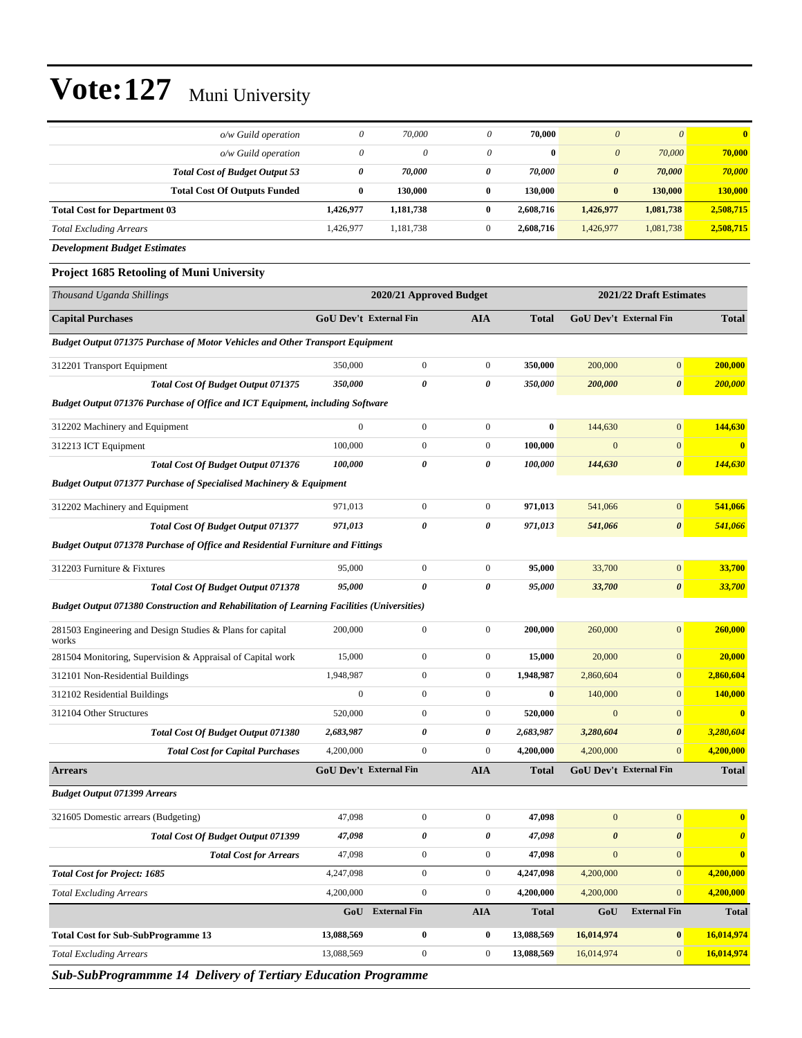# Vote:127 Muni University

| | | | | | | | |
|---|---|---|---|---|---|---|---|
| *o/w Guild operation* | *0* | *70,000* | *0* | **70,000** | *0* | *0* | **0** |
| *o/w Guild operation* | *0* | *0* | *0* | **0** | *0* | *70,000* | **70,000** |
| ***Total Cost of Budget Output 53*** | ***0*** | ***70,000*** | ***0*** | ***70,000*** | ***0*** | ***70,000*** | ***70,000*** |
| **Total Cost Of Outputs Funded** | **0** | **130,000** | **0** | **130,000** | **0** | **130,000** | **130,000** |
| **Total Cost for Department 03** | **1,426,977** | **1,181,738** | **0** | **2,608,716** | **1,426,977** | **1,081,738** | **2,508,715** |
| *Total Excluding Arrears* | 1,426,977 | 1,181,738 | 0 | **2,608,716** | 1,426,977 | 1,081,738 | **2,508,715** |

***Development Budget Estimates***

### Project 1685 Retooling of Muni University

| *Thousand Uganda Shillings* | **2020/21 Approved Budget** | | | | **2021/22 Draft Estimates** | | |
|---|---|---|---|---|---|---|---|
| **Capital Purchases** | **GoU Dev't** | **External Fin** | **AIA** | **Total** | **GoU Dev't** | **External Fin** | **Total** |
| ***Budget Output 071375 Purchase of Motor Vehicles and Other Transport Equipment*** | | | | | | | |
| 312201 Transport Equipment | 350,000 | 0 | 0 | **350,000** | 200,000 | 0 | **200,000** |
| ***Total Cost Of Budget Output 071375*** | ***350,000*** | ***0*** | ***0*** | ***350,000*** | ***200,000*** | ***0*** | ***200,000*** |
| ***Budget Output 071376 Purchase of Office and ICT Equipment, including Software*** | | | | | | | |
| 312202 Machinery and Equipment | 0 | 0 | 0 | **0** | 144,630 | 0 | **144,630** |
| 312213 ICT Equipment | 100,000 | 0 | 0 | **100,000** | 0 | 0 | **0** |
| ***Total Cost Of Budget Output 071376*** | ***100,000*** | ***0*** | ***0*** | ***100,000*** | ***144,630*** | ***0*** | ***144,630*** |
| ***Budget Output 071377 Purchase of Specialised Machinery & Equipment*** | | | | | | | |
| 312202 Machinery and Equipment | 971,013 | 0 | 0 | **971,013** | 541,066 | 0 | **541,066** |
| ***Total Cost Of Budget Output 071377*** | ***971,013*** | ***0*** | ***0*** | ***971,013*** | ***541,066*** | ***0*** | ***541,066*** |
| ***Budget Output 071378 Purchase of Office and Residential Furniture and Fittings*** | | | | | | | |
| 312203 Furniture & Fixtures | 95,000 | 0 | 0 | **95,000** | 33,700 | 0 | **33,700** |
| ***Total Cost Of Budget Output 071378*** | ***95,000*** | ***0*** | ***0*** | ***95,000*** | ***33,700*** | ***0*** | ***33,700*** |
| ***Budget Output 071380 Construction and Rehabilitation of Learning Facilities (Universities)*** | | | | | | | |
| 281503 Engineering and Design Studies & Plans for capital works | 200,000 | 0 | 0 | **200,000** | 260,000 | 0 | **260,000** |
| 281504 Monitoring, Supervision & Appraisal of Capital work | 15,000 | 0 | 0 | **15,000** | 20,000 | 0 | **20,000** |
| 312101 Non-Residential Buildings | 1,948,987 | 0 | 0 | **1,948,987** | 2,860,604 | 0 | **2,860,604** |
| 312102 Residential Buildings | 0 | 0 | 0 | **0** | 140,000 | 0 | **140,000** |
| 312104 Other Structures | 520,000 | 0 | 0 | **520,000** | 0 | 0 | **0** |
| ***Total Cost Of Budget Output 071380*** | ***2,683,987*** | ***0*** | ***0*** | ***2,683,987*** | ***3,280,604*** | ***0*** | ***3,280,604*** |
| ***Total Cost for Capital Purchases*** | 4,200,000 | 0 | 0 | **4,200,000** | 4,200,000 | 0 | **4,200,000** |
| **Arrears** | **GoU Dev't** | **External Fin** | **AIA** | **Total** | **GoU Dev't** | **External Fin** | **Total** |
| ***Budget Output 071399 Arrears*** | | | | | | | |
| 321605 Domestic arrears (Budgeting) | 47,098 | 0 | 0 | **47,098** | 0 | 0 | **0** |
| ***Total Cost Of Budget Output 071399*** | ***47,098*** | ***0*** | ***0*** | ***47,098*** | ***0*** | ***0*** | ***0*** |
| ***Total Cost for Arrears*** | 47,098 | 0 | 0 | **47,098** | 0 | 0 | **0** |
| ***Total Cost for Project: 1685*** | 4,247,098 | 0 | 0 | **4,247,098** | 4,200,000 | 0 | **4,200,000** |
| *Total Excluding Arrears* | 4,200,000 | 0 | 0 | **4,200,000** | 4,200,000 | 0 | **4,200,000** |
| | **GoU** | **External Fin** | **AIA** | **Total** | **GoU** | **External Fin** | **Total** |
| **Total Cost for Sub-SubProgramme 13** | **13,088,569** | **0** | **0** | **13,088,569** | **16,014,974** | **0** | **16,014,974** |
| *Total Excluding Arrears* | 13,088,569 | 0 | 0 | **13,088,569** | 16,014,974 | 0 | **16,014,974** |

***Sub-SubProgrammme 14 Delivery of Tertiary Education Programme***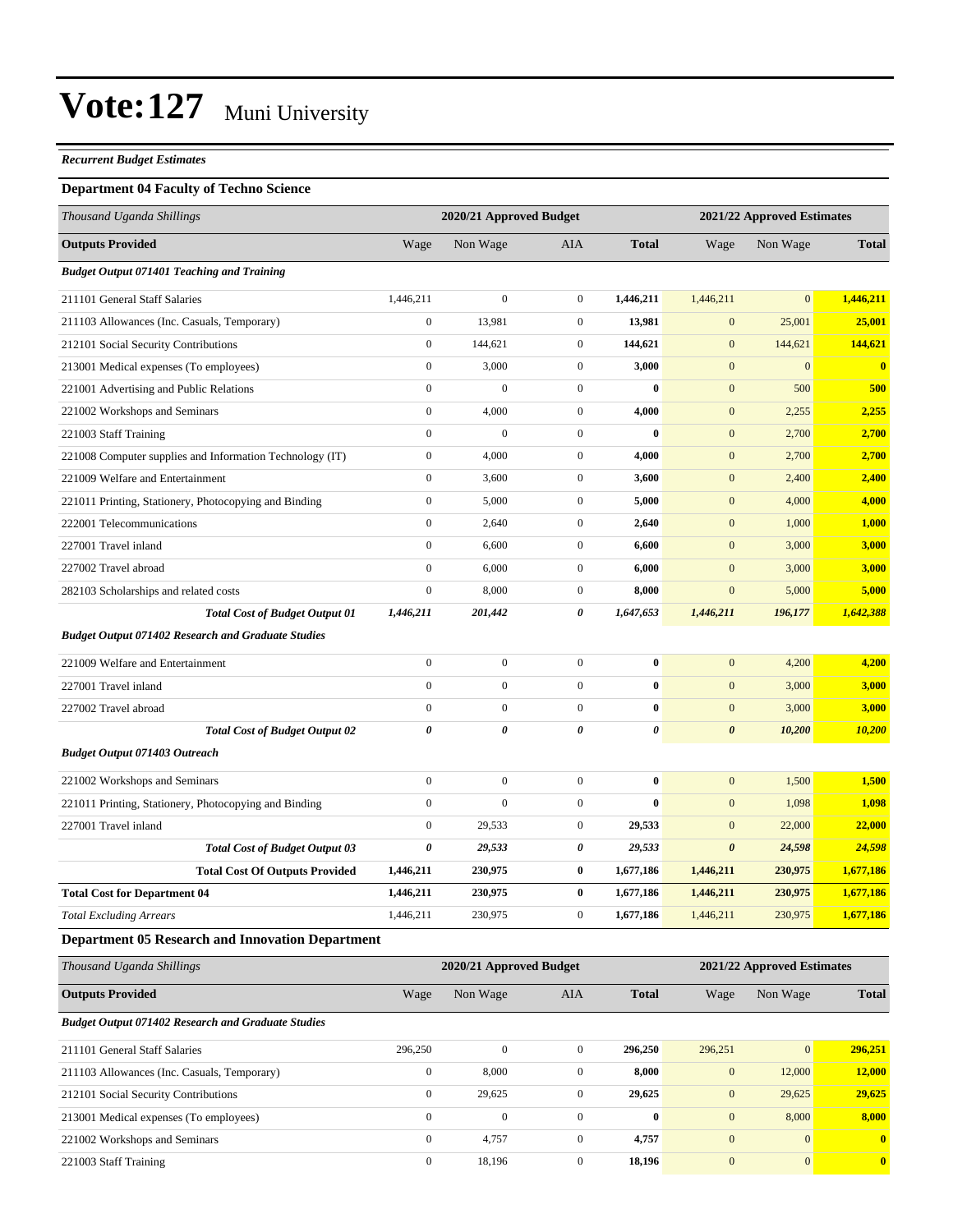# Vote:127 Muni University

*Recurrent Budget Estimates*

### Department 04 Faculty of Techno Science

| *Thousand Uganda Shillings* | 2020/21 Approved Budget | | | | 2021/22 Approved Estimates | | |
|---|---|---|---|---|---|---|---|
| **Outputs Provided** | Wage | Non Wage | AIA | **Total** | Wage | Non Wage | **Total** |
| ***Budget Output 071401 Teaching and Training*** | | | | | | | |
| 211101 General Staff Salaries | 1,446,211 | 0 | 0 | **1,446,211** | 1,446,211 | 0 | **1,446,211** |
| 211103 Allowances (Inc. Casuals, Temporary) | 0 | 13,981 | 0 | **13,981** | 0 | 25,001 | **25,001** |
| 212101 Social Security Contributions | 0 | 144,621 | 0 | **144,621** | 0 | 144,621 | **144,621** |
| 213001 Medical expenses (To employees) | 0 | 3,000 | 0 | **3,000** | 0 | 0 | **0** |
| 221001 Advertising and Public Relations | 0 | 0 | 0 | **0** | 0 | 500 | **500** |
| 221002 Workshops and Seminars | 0 | 4,000 | 0 | **4,000** | 0 | 2,255 | **2,255** |
| 221003 Staff Training | 0 | 0 | 0 | **0** | 0 | 2,700 | **2,700** |
| 221008 Computer supplies and Information Technology (IT) | 0 | 4,000 | 0 | **4,000** | 0 | 2,700 | **2,700** |
| 221009 Welfare and Entertainment | 0 | 3,600 | 0 | **3,600** | 0 | 2,400 | **2,400** |
| 221011 Printing, Stationery, Photocopying and Binding | 0 | 5,000 | 0 | **5,000** | 0 | 4,000 | **4,000** |
| 222001 Telecommunications | 0 | 2,640 | 0 | **2,640** | 0 | 1,000 | **1,000** |
| 227001 Travel inland | 0 | 6,600 | 0 | **6,600** | 0 | 3,000 | **3,000** |
| 227002 Travel abroad | 0 | 6,000 | 0 | **6,000** | 0 | 3,000 | **3,000** |
| 282103 Scholarships and related costs | 0 | 8,000 | 0 | **8,000** | 0 | 5,000 | **5,000** |
| ***Total Cost of Budget Output 01*** | ***1,446,211*** | ***201,442*** | ***0*** | ***1,647,653*** | ***1,446,211*** | ***196,177*** | ***1,642,388*** |
| ***Budget Output 071402 Research and Graduate Studies*** | | | | | | | |
| 221009 Welfare and Entertainment | 0 | 0 | 0 | **0** | 0 | 4,200 | **4,200** |
| 227001 Travel inland | 0 | 0 | 0 | **0** | 0 | 3,000 | **3,000** |
| 227002 Travel abroad | 0 | 0 | 0 | **0** | 0 | 3,000 | **3,000** |
| ***Total Cost of Budget Output 02*** | ***0*** | ***0*** | ***0*** | ***0*** | ***0*** | ***10,200*** | ***10,200*** |
| ***Budget Output 071403 Outreach*** | | | | | | | |
| 221002 Workshops and Seminars | 0 | 0 | 0 | **0** | 0 | 1,500 | **1,500** |
| 221011 Printing, Stationery, Photocopying and Binding | 0 | 0 | 0 | **0** | 0 | 1,098 | **1,098** |
| 227001 Travel inland | 0 | 29,533 | 0 | **29,533** | 0 | 22,000 | **22,000** |
| ***Total Cost of Budget Output 03*** | ***0*** | ***29,533*** | ***0*** | ***29,533*** | ***0*** | ***24,598*** | ***24,598*** |
| **Total Cost Of Outputs Provided** | **1,446,211** | **230,975** | **0** | **1,677,186** | **1,446,211** | **230,975** | **1,677,186** |
| **Total Cost for Department 04** | **1,446,211** | **230,975** | **0** | **1,677,186** | **1,446,211** | **230,975** | **1,677,186** |
| *Total Excluding Arrears* | 1,446,211 | 230,975 | 0 | 1,677,186 | 1,446,211 | 230,975 | **1,677,186** |

### Department 05 Research and Innovation Department

| *Thousand Uganda Shillings* | 2020/21 Approved Budget | | | | 2021/22 Approved Estimates | | |
|---|---|---|---|---|---|---|---|
| **Outputs Provided** | Wage | Non Wage | AIA | **Total** | Wage | Non Wage | **Total** |
| ***Budget Output 071402 Research and Graduate Studies*** | | | | | | | |
| 211101 General Staff Salaries | 296,250 | 0 | 0 | **296,250** | 296,251 | 0 | **296,251** |
| 211103 Allowances (Inc. Casuals, Temporary) | 0 | 8,000 | 0 | **8,000** | 0 | 12,000 | **12,000** |
| 212101 Social Security Contributions | 0 | 29,625 | 0 | **29,625** | 0 | 29,625 | **29,625** |
| 213001 Medical expenses (To employees) | 0 | 0 | 0 | **0** | 0 | 8,000 | **8,000** |
| 221002 Workshops and Seminars | 0 | 4,757 | 0 | **4,757** | 0 | 0 | **0** |
| 221003 Staff Training | 0 | 18,196 | 0 | **18,196** | 0 | 0 | **0** |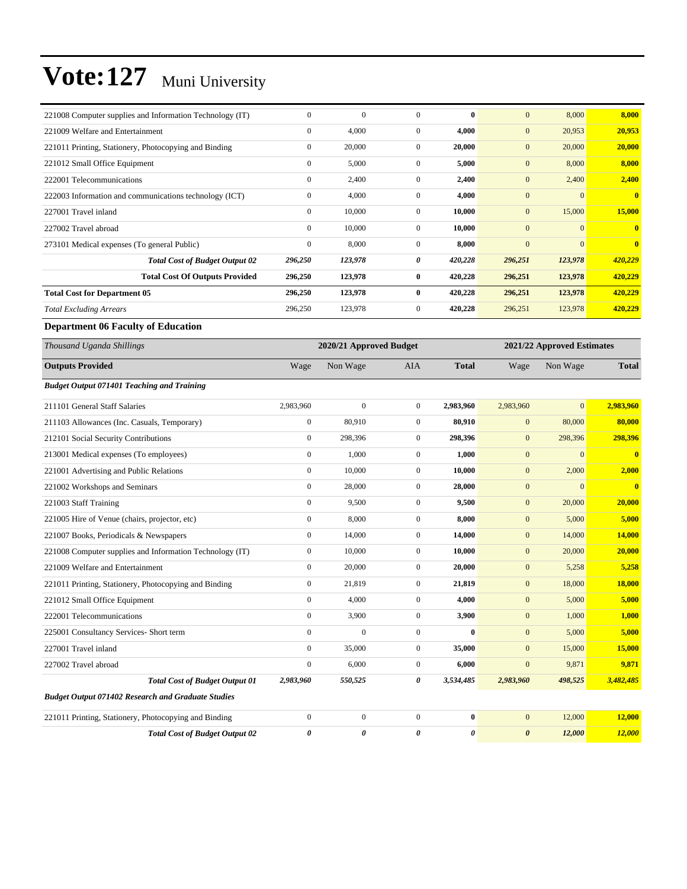# Vote:127 Muni University

| | | | | | | | |
|---|---|---|---|---|---|---|---|
| 221008 Computer supplies and Information Technology (IT) | 0 | 0 | 0 | **0** | 0 | 8,000 | **8,000** |
| 221009 Welfare and Entertainment | 0 | 4,000 | 0 | **4,000** | 0 | 20,953 | **20,953** |
| 221011 Printing, Stationery, Photocopying and Binding | 0 | 20,000 | 0 | **20,000** | 0 | 20,000 | **20,000** |
| 221012 Small Office Equipment | 0 | 5,000 | 0 | **5,000** | 0 | 8,000 | **8,000** |
| 222001 Telecommunications | 0 | 2,400 | 0 | **2,400** | 0 | 2,400 | **2,400** |
| 222003 Information and communications technology (ICT) | 0 | 4,000 | 0 | **4,000** | 0 | 0 | **0** |
| 227001 Travel inland | 0 | 10,000 | 0 | **10,000** | 0 | 15,000 | **15,000** |
| 227002 Travel abroad | 0 | 10,000 | 0 | **10,000** | 0 | 0 | **0** |
| 273101 Medical expenses (To general Public) | 0 | 8,000 | 0 | **8,000** | 0 | 0 | **0** |
| ***Total Cost of Budget Output 02*** | ***296,250*** | ***123,978*** | ***0*** | ***420,228*** | ***296,251*** | ***123,978*** | ***420,229*** |
| **Total Cost Of Outputs Provided** | **296,250** | **123,978** | **0** | **420,228** | **296,251** | **123,978** | **420,229** |
| **Total Cost for Department 05** | **296,250** | **123,978** | **0** | **420,228** | **296,251** | **123,978** | **420,229** |
| *Total Excluding Arrears* | 296,250 | 123,978 | 0 | **420,228** | 296,251 | 123,978 | **420,229** |

**Department 06 Faculty of Education**

| *Thousand Uganda Shillings* | 2020/21 Approved Budget | | | | 2021/22 Approved Estimates | | |
|---|---|---|---|---|---|---|---|
| **Outputs Provided** | Wage | Non Wage | AIA | **Total** | Wage | Non Wage | **Total** |
| ***Budget Output 071401 Teaching and Training*** | | | | | | | |
| 211101 General Staff Salaries | 2,983,960 | 0 | 0 | **2,983,960** | 2,983,960 | 0 | **2,983,960** |
| 211103 Allowances (Inc. Casuals, Temporary) | 0 | 80,910 | 0 | **80,910** | 0 | 80,000 | **80,000** |
| 212101 Social Security Contributions | 0 | 298,396 | 0 | **298,396** | 0 | 298,396 | **298,396** |
| 213001 Medical expenses (To employees) | 0 | 1,000 | 0 | **1,000** | 0 | 0 | **0** |
| 221001 Advertising and Public Relations | 0 | 10,000 | 0 | **10,000** | 0 | 2,000 | **2,000** |
| 221002 Workshops and Seminars | 0 | 28,000 | 0 | **28,000** | 0 | 0 | **0** |
| 221003 Staff Training | 0 | 9,500 | 0 | **9,500** | 0 | 20,000 | **20,000** |
| 221005 Hire of Venue (chairs, projector, etc) | 0 | 8,000 | 0 | **8,000** | 0 | 5,000 | **5,000** |
| 221007 Books, Periodicals & Newspapers | 0 | 14,000 | 0 | **14,000** | 0 | 14,000 | **14,000** |
| 221008 Computer supplies and Information Technology (IT) | 0 | 10,000 | 0 | **10,000** | 0 | 20,000 | **20,000** |
| 221009 Welfare and Entertainment | 0 | 20,000 | 0 | **20,000** | 0 | 5,258 | **5,258** |
| 221011 Printing, Stationery, Photocopying and Binding | 0 | 21,819 | 0 | **21,819** | 0 | 18,000 | **18,000** |
| 221012 Small Office Equipment | 0 | 4,000 | 0 | **4,000** | 0 | 5,000 | **5,000** |
| 222001 Telecommunications | 0 | 3,900 | 0 | **3,900** | 0 | 1,000 | **1,000** |
| 225001 Consultancy Services- Short term | 0 | 0 | 0 | **0** | 0 | 5,000 | **5,000** |
| 227001 Travel inland | 0 | 35,000 | 0 | **35,000** | 0 | 15,000 | **15,000** |
| 227002 Travel abroad | 0 | 6,000 | 0 | **6,000** | 0 | 9,871 | **9,871** |
| ***Total Cost of Budget Output 01*** | ***2,983,960*** | ***550,525*** | ***0*** | ***3,534,485*** | ***2,983,960*** | ***498,525*** | ***3,482,485*** |
| ***Budget Output 071402 Research and Graduate Studies*** | | | | | | | |
| 221011 Printing, Stationery, Photocopying and Binding | 0 | 0 | 0 | **0** | 0 | 12,000 | **12,000** |
| ***Total Cost of Budget Output 02*** | ***0*** | ***0*** | ***0*** | ***0*** | ***0*** | ***12,000*** | ***12,000*** |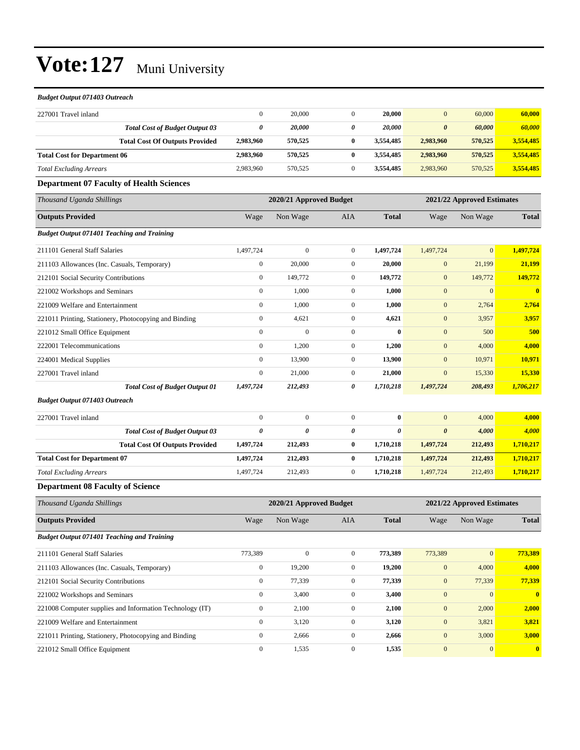# Vote:127 Muni University

***Budget Output 071403 Outreach***

| | | | | | | | |
|---|---|---|---|---|---|---|---|
| 227001 Travel inland | 0 | 20,000 | 0 | **20,000** | 0 | 60,000 | **60,000** |
| ***Total Cost of Budget Output 03*** | ***0*** | ***20,000*** | ***0*** | ***20,000*** | ***0*** | ***60,000*** | ***60,000*** |
| **Total Cost Of Outputs Provided** | **2,983,960** | **570,525** | **0** | **3,554,485** | **2,983,960** | **570,525** | **3,554,485** |
| **Total Cost for Department 06** | **2,983,960** | **570,525** | **0** | **3,554,485** | **2,983,960** | **570,525** | **3,554,485** |
| *Total Excluding Arrears* | 2,983,960 | 570,525 | 0 | **3,554,485** | 2,983,960 | 570,525 | **3,554,485** |

### Department 07 Faculty of Health Sciences

| *Thousand Uganda Shillings* | **2020/21 Approved Budget** | | | | **2021/22 Approved Estimates** | | |
|---|---|---|---|---|---|---|---|
| **Outputs Provided** | Wage | Non Wage | AIA | **Total** | Wage | Non Wage | **Total** |
| ***Budget Output 071401 Teaching and Training*** | | | | | | | |
| 211101 General Staff Salaries | 1,497,724 | 0 | 0 | **1,497,724** | 1,497,724 | 0 | **1,497,724** |
| 211103 Allowances (Inc. Casuals, Temporary) | 0 | 20,000 | 0 | **20,000** | 0 | 21,199 | **21,199** |
| 212101 Social Security Contributions | 0 | 149,772 | 0 | **149,772** | 0 | 149,772 | **149,772** |
| 221002 Workshops and Seminars | 0 | 1,000 | 0 | **1,000** | 0 | 0 | **0** |
| 221009 Welfare and Entertainment | 0 | 1,000 | 0 | **1,000** | 0 | 2,764 | **2,764** |
| 221011 Printing, Stationery, Photocopying and Binding | 0 | 4,621 | 0 | **4,621** | 0 | 3,957 | **3,957** |
| 221012 Small Office Equipment | 0 | 0 | 0 | **0** | 0 | 500 | **500** |
| 222001 Telecommunications | 0 | 1,200 | 0 | **1,200** | 0 | 4,000 | **4,000** |
| 224001 Medical Supplies | 0 | 13,900 | 0 | **13,900** | 0 | 10,971 | **10,971** |
| 227001 Travel inland | 0 | 21,000 | 0 | **21,000** | 0 | 15,330 | **15,330** |
| ***Total Cost of Budget Output 01*** | ***1,497,724*** | ***212,493*** | ***0*** | ***1,710,218*** | ***1,497,724*** | ***208,493*** | ***1,706,217*** |
| ***Budget Output 071403 Outreach*** | | | | | | | |
| 227001 Travel inland | 0 | 0 | 0 | **0** | 0 | 4,000 | **4,000** |
| ***Total Cost of Budget Output 03*** | ***0*** | ***0*** | ***0*** | ***0*** | ***0*** | ***4,000*** | ***4,000*** |
| **Total Cost Of Outputs Provided** | **1,497,724** | **212,493** | **0** | **1,710,218** | **1,497,724** | **212,493** | **1,710,217** |
| **Total Cost for Department 07** | **1,497,724** | **212,493** | **0** | **1,710,218** | **1,497,724** | **212,493** | **1,710,217** |
| *Total Excluding Arrears* | 1,497,724 | 212,493 | 0 | **1,710,218** | 1,497,724 | 212,493 | **1,710,217** |

### Department 08 Faculty of Science

| *Thousand Uganda Shillings* | **2020/21 Approved Budget** | | | | **2021/22 Approved Estimates** | | |
|---|---|---|---|---|---|---|---|
| **Outputs Provided** | Wage | Non Wage | AIA | **Total** | Wage | Non Wage | **Total** |
| ***Budget Output 071401 Teaching and Training*** | | | | | | | |
| 211101 General Staff Salaries | 773,389 | 0 | 0 | **773,389** | 773,389 | 0 | **773,389** |
| 211103 Allowances (Inc. Casuals, Temporary) | 0 | 19,200 | 0 | **19,200** | 0 | 4,000 | **4,000** |
| 212101 Social Security Contributions | 0 | 77,339 | 0 | **77,339** | 0 | 77,339 | **77,339** |
| 221002 Workshops and Seminars | 0 | 3,400 | 0 | **3,400** | 0 | 0 | **0** |
| 221008 Computer supplies and Information Technology (IT) | 0 | 2,100 | 0 | **2,100** | 0 | 2,000 | **2,000** |
| 221009 Welfare and Entertainment | 0 | 3,120 | 0 | **3,120** | 0 | 3,821 | **3,821** |
| 221011 Printing, Stationery, Photocopying and Binding | 0 | 2,666 | 0 | **2,666** | 0 | 3,000 | **3,000** |
| 221012 Small Office Equipment | 0 | 1,535 | 0 | **1,535** | 0 | 0 | **0** |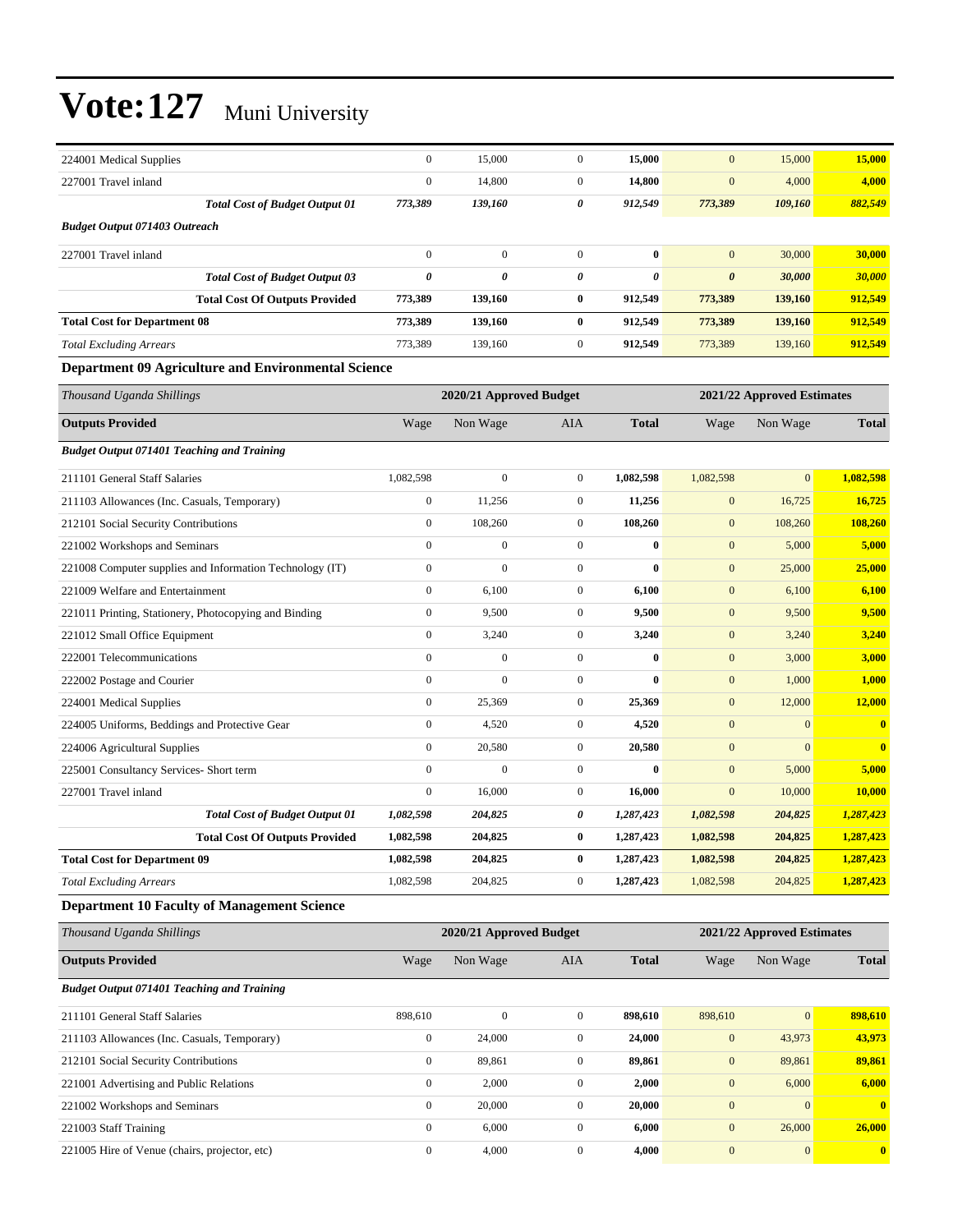# Vote:127 Muni University

| | Wage | Non Wage | AIA | Total | Wage | Non Wage | Total |
|---|---|---|---|---|---|---|---|
| 224001 Medical Supplies | 0 | 15,000 | 0 | **15,000** | 0 | 15,000 | **15,000** |
| 227001 Travel inland | 0 | 14,800 | 0 | **14,800** | 0 | 4,000 | **4,000** |
| ***Total Cost of Budget Output 01*** | ***773,389*** | ***139,160*** | ***0*** | ***912,549*** | ***773,389*** | ***109,160*** | ***882,549*** |
| ***Budget Output 071403 Outreach*** | | | | | | | |
| 227001 Travel inland | 0 | 0 | 0 | **0** | 0 | 30,000 | **30,000** |
| ***Total Cost of Budget Output 03*** | ***0*** | ***0*** | ***0*** | ***0*** | ***0*** | ***30,000*** | ***30,000*** |
| **Total Cost Of Outputs Provided** | **773,389** | **139,160** | **0** | **912,549** | **773,389** | **139,160** | **912,549** |
| **Total Cost for Department 08** | **773,389** | **139,160** | **0** | **912,549** | **773,389** | **139,160** | **912,549** |
| *Total Excluding Arrears* | 773,389 | 139,160 | 0 | **912,549** | 773,389 | 139,160 | **912,549** |

### Department 09 Agriculture and Environmental Science

| *Thousand Uganda Shillings* | | 2020/21 Approved Budget | | | | 2021/22 Approved Estimates | |
|---|---|---|---|---|---|---|---|
| **Outputs Provided** | Wage | Non Wage | AIA | **Total** | Wage | Non Wage | **Total** |
| ***Budget Output 071401 Teaching and Training*** | | | | | | | |
| 211101 General Staff Salaries | 1,082,598 | 0 | 0 | **1,082,598** | 1,082,598 | 0 | **1,082,598** |
| 211103 Allowances (Inc. Casuals, Temporary) | 0 | 11,256 | 0 | **11,256** | 0 | 16,725 | **16,725** |
| 212101 Social Security Contributions | 0 | 108,260 | 0 | **108,260** | 0 | 108,260 | **108,260** |
| 221002 Workshops and Seminars | 0 | 0 | 0 | **0** | 0 | 5,000 | **5,000** |
| 221008 Computer supplies and Information Technology (IT) | 0 | 0 | 0 | **0** | 0 | 25,000 | **25,000** |
| 221009 Welfare and Entertainment | 0 | 6,100 | 0 | **6,100** | 0 | 6,100 | **6,100** |
| 221011 Printing, Stationery, Photocopying and Binding | 0 | 9,500 | 0 | **9,500** | 0 | 9,500 | **9,500** |
| 221012 Small Office Equipment | 0 | 3,240 | 0 | **3,240** | 0 | 3,240 | **3,240** |
| 222001 Telecommunications | 0 | 0 | 0 | **0** | 0 | 3,000 | **3,000** |
| 222002 Postage and Courier | 0 | 0 | 0 | **0** | 0 | 1,000 | **1,000** |
| 224001 Medical Supplies | 0 | 25,369 | 0 | **25,369** | 0 | 12,000 | **12,000** |
| 224005 Uniforms, Beddings and Protective Gear | 0 | 4,520 | 0 | **4,520** | 0 | 0 | **0** |
| 224006 Agricultural Supplies | 0 | 20,580 | 0 | **20,580** | 0 | 0 | **0** |
| 225001 Consultancy Services- Short term | 0 | 0 | 0 | **0** | 0 | 5,000 | **5,000** |
| 227001 Travel inland | 0 | 16,000 | 0 | **16,000** | 0 | 10,000 | **10,000** |
| ***Total Cost of Budget Output 01*** | ***1,082,598*** | ***204,825*** | ***0*** | ***1,287,423*** | ***1,082,598*** | ***204,825*** | ***1,287,423*** |
| **Total Cost Of Outputs Provided** | **1,082,598** | **204,825** | **0** | **1,287,423** | **1,082,598** | **204,825** | **1,287,423** |
| **Total Cost for Department 09** | **1,082,598** | **204,825** | **0** | **1,287,423** | **1,082,598** | **204,825** | **1,287,423** |
| *Total Excluding Arrears* | 1,082,598 | 204,825 | 0 | **1,287,423** | 1,082,598 | 204,825 | **1,287,423** |

### Department 10 Faculty of Management Science

| *Thousand Uganda Shillings* | | 2020/21 Approved Budget | | | | 2021/22 Approved Estimates | |
|---|---|---|---|---|---|---|---|
| **Outputs Provided** | Wage | Non Wage | AIA | **Total** | Wage | Non Wage | **Total** |
| ***Budget Output 071401 Teaching and Training*** | | | | | | | |
| 211101 General Staff Salaries | 898,610 | 0 | 0 | **898,610** | 898,610 | 0 | **898,610** |
| 211103 Allowances (Inc. Casuals, Temporary) | 0 | 24,000 | 0 | **24,000** | 0 | 43,973 | **43,973** |
| 212101 Social Security Contributions | 0 | 89,861 | 0 | **89,861** | 0 | 89,861 | **89,861** |
| 221001 Advertising and Public Relations | 0 | 2,000 | 0 | **2,000** | 0 | 6,000 | **6,000** |
| 221002 Workshops and Seminars | 0 | 20,000 | 0 | **20,000** | 0 | 0 | **0** |
| 221003 Staff Training | 0 | 6,000 | 0 | **6,000** | 0 | 26,000 | **26,000** |
| 221005 Hire of Venue (chairs, projector, etc) | 0 | 4,000 | 0 | **4,000** | 0 | 0 | **0** |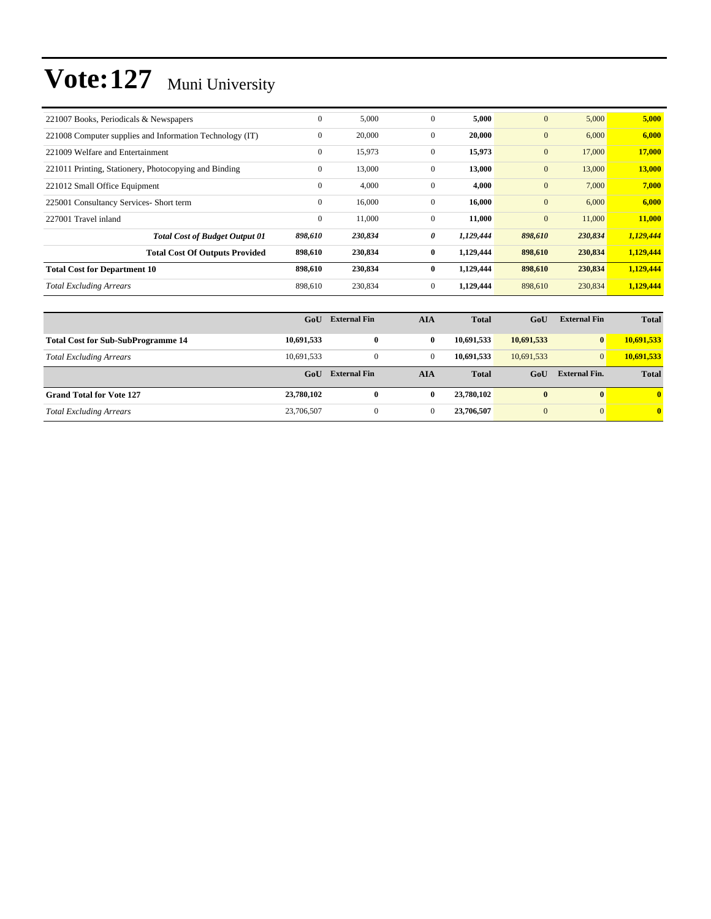# Vote:127 Muni University

| | | | | | | | |
|---|---|---|---|---|---|---|---|
| 221007 Books, Periodicals & Newspapers | 0 | 5,000 | 0 | **5,000** | 0 | 5,000 | **5,000** |
| 221008 Computer supplies and Information Technology (IT) | 0 | 20,000 | 0 | **20,000** | 0 | 6,000 | **6,000** |
| 221009 Welfare and Entertainment | 0 | 15,973 | 0 | **15,973** | 0 | 17,000 | **17,000** |
| 221011 Printing, Stationery, Photocopying and Binding | 0 | 13,000 | 0 | **13,000** | 0 | 13,000 | **13,000** |
| 221012 Small Office Equipment | 0 | 4,000 | 0 | **4,000** | 0 | 7,000 | **7,000** |
| 225001 Consultancy Services- Short term | 0 | 16,000 | 0 | **16,000** | 0 | 6,000 | **6,000** |
| 227001 Travel inland | 0 | 11,000 | 0 | **11,000** | 0 | 11,000 | **11,000** |
| ***Total Cost of Budget Output 01*** | ***898,610*** | ***230,834*** | ***0*** | ***1,129,444*** | ***898,610*** | ***230,834*** | ***1,129,444*** |
| **Total Cost Of Outputs Provided** | **898,610** | **230,834** | **0** | **1,129,444** | **898,610** | **230,834** | **1,129,444** |
| **Total Cost for Department 10** | **898,610** | **230,834** | **0** | **1,129,444** | **898,610** | **230,834** | **1,129,444** |
| *Total Excluding Arrears* | 898,610 | 230,834 | 0 | **1,129,444** | 898,610 | 230,834 | **1,129,444** |

| | GoU | External Fin | AIA | Total | GoU | External Fin | Total |
|---|---|---|---|---|---|---|---|
| **Total Cost for Sub-SubProgramme 14** | **10,691,533** | **0** | **0** | **10,691,533** | **10,691,533** | **0** | **10,691,533** |
| *Total Excluding Arrears* | 10,691,533 | 0 | 0 | **10,691,533** | 10,691,533 | 0 | **10,691,533** |
| | **GoU** | **External Fin** | **AIA** | **Total** | **GoU** | **External Fin.** | **Total** |
| **Grand Total for Vote 127** | **23,780,102** | **0** | **0** | **23,780,102** | **0** | **0** | **0** |
| *Total Excluding Arrears* | 23,706,507 | 0 | 0 | **23,706,507** | 0 | 0 | **0** |